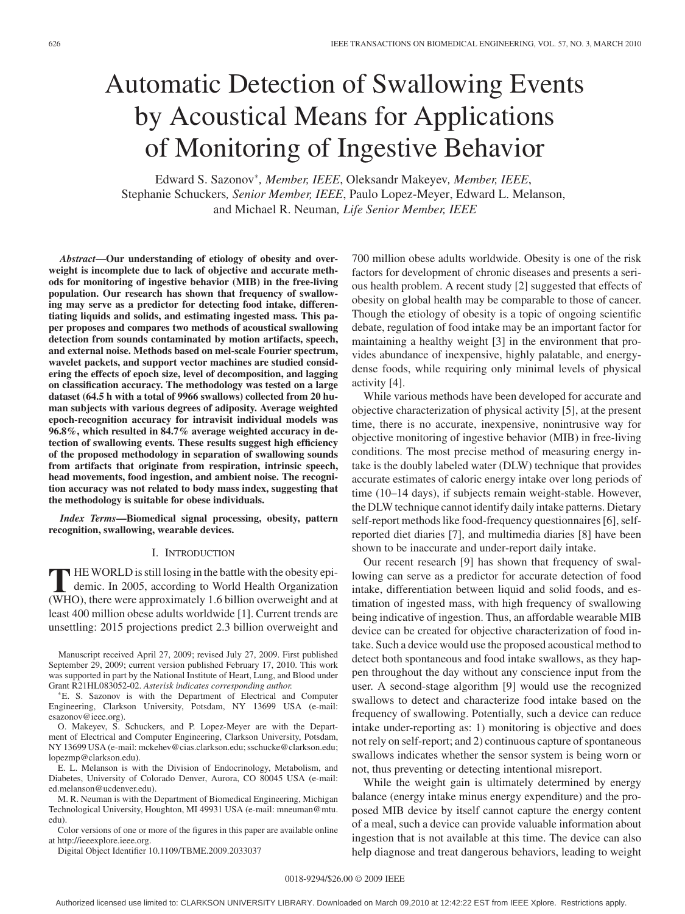# Automatic Detection of Swallowing Events by Acoustical Means for Applications of Monitoring of Ingestive Behavior

Edward S. Sazonov*, *Member, IEEE*, Oleksandr Makeyev, *Member, IEEE*, Stephanie Schuckers, *Senior Member, IEEE*, Paulo Lopez-Meyer, Edward L. Melanson, and Michael R. Neuman, *Life Senior Member, IEEE*

***Abstract*—Our understanding of etiology of obesity and overweight is incomplete due to lack of objective and accurate methods for monitoring of ingestive behavior (MIB) in the free-living population. Our research has shown that frequency of swallowing may serve as a predictor for detecting food intake, differentiating liquids and solids, and estimating ingested mass. This paper proposes and compares two methods of acoustical swallowing detection from sounds contaminated by motion artifacts, speech, and external noise. Methods based on mel-scale Fourier spectrum, wavelet packets, and support vector machines are studied considering the effects of epoch size, level of decomposition, and lagging on classification accuracy. The methodology was tested on a large dataset (64.5 h with a total of 9966 swallows) collected from 20 human subjects with various degrees of adiposity. Average weighted epoch-recognition accuracy for intravisit individual models was 96.8%, which resulted in 84.7% average weighted accuracy in detection of swallowing events. These results suggest high efficiency of the proposed methodology in separation of swallowing sounds from artifacts that originate from respiration, intrinsic speech, head movements, food ingestion, and ambient noise. The recognition accuracy was not related to body mass index, suggesting that the methodology is suitable for obese individuals.**

***Index Terms*—Biomedical signal processing, obesity, pattern recognition, swallowing, wearable devices.**

## I. Introduction

THE WORLD is still losing in the battle with the obesity epidemic. In 2005, according to World Health Organization (WHO), there were approximately 1.6 billion overweight and at least 400 million obese adults worldwide [1]. Current trends are unsettling: 2015 projections predict 2.3 billion overweight and 700 million obese adults worldwide. Obesity is one of the risk factors for development of chronic diseases and presents a serious health problem. A recent study [2] suggested that effects of obesity on global health may be comparable to those of cancer. Though the etiology of obesity is a topic of ongoing scientific debate, regulation of food intake may be an important factor for maintaining a healthy weight [3] in the environment that provides abundance of inexpensive, highly palatable, and energy-dense foods, while requiring only minimal levels of physical activity [4].

While various methods have been developed for accurate and objective characterization of physical activity [5], at the present time, there is no accurate, inexpensive, nonintrusive way for objective monitoring of ingestive behavior (MIB) in free-living conditions. The most precise method of measuring energy intake is the doubly labeled water (DLW) technique that provides accurate estimates of caloric energy intake over long periods of time (10–14 days), if subjects remain weight-stable. However, the DLW technique cannot identify daily intake patterns. Dietary self-report methods like food-frequency questionnaires [6], self-reported diet diaries [7], and multimedia diaries [8] have been shown to be inaccurate and under-report daily intake.

Our recent research [9] has shown that frequency of swallowing can serve as a predictor for accurate detection of food intake, differentiation between liquid and solid foods, and estimation of ingested mass, with high frequency of swallowing being indicative of ingestion. Thus, an affordable wearable MIB device can be created for objective characterization of food intake. Such a device would use the proposed acoustical method to detect both spontaneous and food intake swallows, as they happen throughout the day without any conscience input from the user. A second-stage algorithm [9] would use the recognized swallows to detect and characterize food intake based on the frequency of swallowing. Potentially, such a device can reduce intake under-reporting as: 1) monitoring is objective and does not rely on self-report; and 2) continuous capture of spontaneous swallows indicates whether the sensor system is being worn or not, thus preventing or detecting intentional misreport.

While the weight gain is ultimately determined by energy balance (energy intake minus energy expenditure) and the proposed MIB device by itself cannot capture the energy content of a meal, such a device can provide valuable information about ingestion that is not available at this time. The device can also help diagnose and treat dangerous behaviors, leading to weight

---

Manuscript received April 27, 2009; revised July 27, 2009. First published September 29, 2009; current version published February 17, 2010. This work was supported in part by the National Institute of Heart, Lung, and Blood under Grant R21HL083052-02. *Asterisk indicates corresponding author.*

*E. S. Sazonov is with the Department of Electrical and Computer Engineering, Clarkson University, Potsdam, NY 13699 USA (e-mail: esazonov@ieee.org).

O. Makeyev, S. Schuckers, and P. Lopez-Meyer are with the Department of Electrical and Computer Engineering, Clarkson University, Potsdam, NY 13699 USA (e-mail: mckehev@cias.clarkson.edu; sschucke@clarkson.edu; lopezmp@clarkson.edu).

E. L. Melanson is with the Division of Endocrinology, Metabolism, and Diabetes, University of Colorado Denver, Aurora, CO 80045 USA (e-mail: ed.melanson@ucdenver.edu).

M. R. Neuman is with the Department of Biomedical Engineering, Michigan Technological University, Houghton, MI 49931 USA (e-mail: mneuman@mtu.edu).

Color versions of one or more of the figures in this paper are available online at http://ieeexplore.ieee.org.

Digital Object Identifier 10.1109/TBME.2009.2033037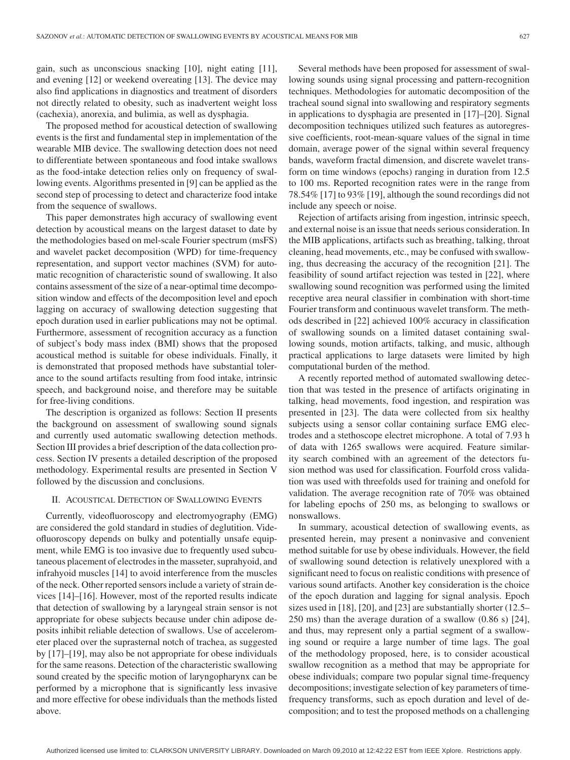gain, such as unconscious snacking [10], night eating [11], and evening [12] or weekend overeating [13]. The device may also find applications in diagnostics and treatment of disorders not directly related to obesity, such as inadvertent weight loss (cachexia), anorexia, and bulimia, as well as dysphagia.

The proposed method for acoustical detection of swallowing events is the first and fundamental step in implementation of the wearable MIB device. The swallowing detection does not need to differentiate between spontaneous and food intake swallows as the food-intake detection relies only on frequency of swallowing events. Algorithms presented in [9] can be applied as the second step of processing to detect and characterize food intake from the sequence of swallows.

This paper demonstrates high accuracy of swallowing event detection by acoustical means on the largest dataset to date by the methodologies based on mel-scale Fourier spectrum (msFS) and wavelet packet decomposition (WPD) for time-frequency representation, and support vector machines (SVM) for automatic recognition of characteristic sound of swallowing. It also contains assessment of the size of a near-optimal time decomposition window and effects of the decomposition level and epoch lagging on accuracy of swallowing detection suggesting that epoch duration used in earlier publications may not be optimal. Furthermore, assessment of recognition accuracy as a function of subject's body mass index (BMI) shows that the proposed acoustical method is suitable for obese individuals. Finally, it is demonstrated that proposed methods have substantial tolerance to the sound artifacts resulting from food intake, intrinsic speech, and background noise, and therefore may be suitable for free-living conditions.

The description is organized as follows: Section II presents the background on assessment of swallowing sound signals and currently used automatic swallowing detection methods. Section III provides a brief description of the data collection process. Section IV presents a detailed description of the proposed methodology. Experimental results are presented in Section V followed by the discussion and conclusions.

## II. Acoustical Detection of Swallowing Events

Currently, videofluoroscopy and electromyography (EMG) are considered the gold standard in studies of deglutition. Videofluoroscopy depends on bulky and potentially unsafe equipment, while EMG is too invasive due to frequently used subcutaneous placement of electrodes in the masseter, suprahyoid, and infrahyoid muscles [14] to avoid interference from the muscles of the neck. Other reported sensors include a variety of strain devices [14]–[16]. However, most of the reported results indicate that detection of swallowing by a laryngeal strain sensor is not appropriate for obese subjects because under chin adipose deposits inhibit reliable detection of swallows. Use of accelerometer placed over the suprasternal notch of trachea, as suggested by [17]–[19], may also be not appropriate for obese individuals for the same reasons. Detection of the characteristic swallowing sound created by the specific motion of laryngopharynx can be performed by a microphone that is significantly less invasive and more effective for obese individuals than the methods listed above.

Several methods have been proposed for assessment of swallowing sounds using signal processing and pattern-recognition techniques. Methodologies for automatic decomposition of the tracheal sound signal into swallowing and respiratory segments in applications to dysphagia are presented in [17]–[20]. Signal decomposition techniques utilized such features as autoregressive coefficients, root-mean-square values of the signal in time domain, average power of the signal within several frequency bands, waveform fractal dimension, and discrete wavelet transform on time windows (epochs) ranging in duration from 12.5 to 100 ms. Reported recognition rates were in the range from 78.54% [17] to 93% [19], although the sound recordings did not include any speech or noise.

Rejection of artifacts arising from ingestion, intrinsic speech, and external noise is an issue that needs serious consideration. In the MIB applications, artifacts such as breathing, talking, throat cleaning, head movements, etc., may be confused with swallowing, thus decreasing the accuracy of the recognition [21]. The feasibility of sound artifact rejection was tested in [22], where swallowing sound recognition was performed using the limited receptive area neural classifier in combination with short-time Fourier transform and continuous wavelet transform. The methods described in [22] achieved 100% accuracy in classification of swallowing sounds on a limited dataset containing swallowing sounds, motion artifacts, talking, and music, although practical applications to large datasets were limited by high computational burden of the method.

A recently reported method of automated swallowing detection that was tested in the presence of artifacts originating in talking, head movements, food ingestion, and respiration was presented in [23]. The data were collected from six healthy subjects using a sensor collar containing surface EMG electrodes and a stethoscope electret microphone. A total of 7.93 h of data with 1265 swallows were acquired. Feature similarity search combined with an agreement of the detectors fusion method was used for classification. Fourfold cross validation was used with threefolds used for training and onefold for validation. The average recognition rate of 70% was obtained for labeling epochs of 250 ms, as belonging to swallows or nonswallows.

In summary, acoustical detection of swallowing events, as presented herein, may present a noninvasive and convenient method suitable for use by obese individuals. However, the field of swallowing sound detection is relatively unexplored with a significant need to focus on realistic conditions with presence of various sound artifacts. Another key consideration is the choice of the epoch duration and lagging for signal analysis. Epoch sizes used in [18], [20], and [23] are substantially shorter (12.5–250 ms) than the average duration of a swallow (0.86 s) [24], and thus, may represent only a partial segment of a swallowing sound or require a large number of time lags. The goal of the methodology proposed, here, is to consider acoustical swallow recognition as a method that may be appropriate for obese individuals; compare two popular signal time-frequency decompositions; investigate selection of key parameters of time-frequency transforms, such as epoch duration and level of decomposition; and to test the proposed methods on a challenging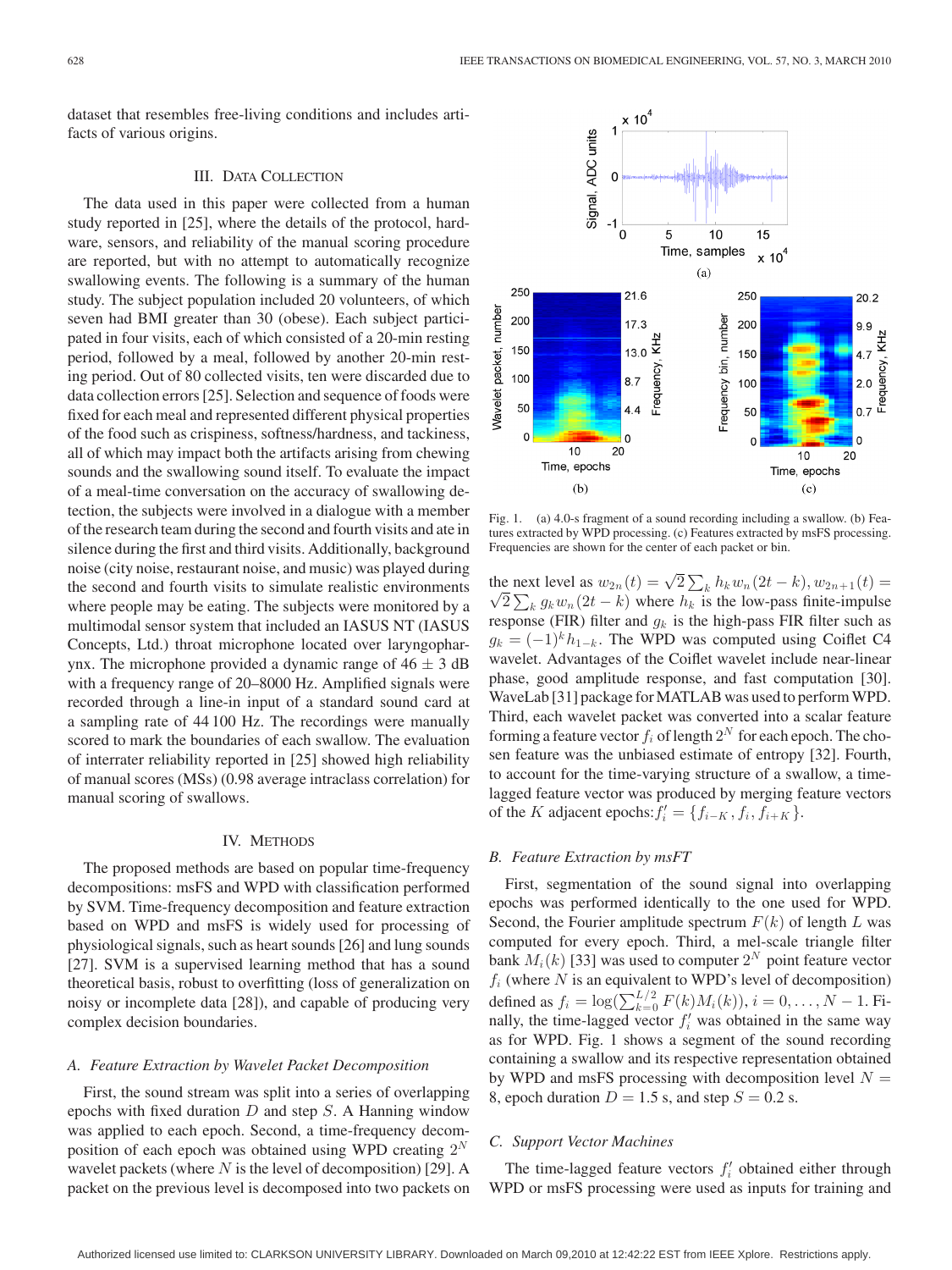dataset that resembles free-living conditions and includes artifacts of various origins.

## III. Data Collection

The data used in this paper were collected from a human study reported in [25], where the details of the protocol, hardware, sensors, and reliability of the manual scoring procedure are reported, but with no attempt to automatically recognize swallowing events. The following is a summary of the human study. The subject population included 20 volunteers, of which seven had BMI greater than 30 (obese). Each subject participated in four visits, each of which consisted of a 20-min resting period, followed by a meal, followed by another 20-min resting period. Out of 80 collected visits, ten were discarded due to data collection errors [25]. Selection and sequence of foods were fixed for each meal and represented different physical properties of the food such as crispiness, softness/hardness, and tackiness, all of which may impact both the artifacts arising from chewing sounds and the swallowing sound itself. To evaluate the impact of a meal-time conversation on the accuracy of swallowing detection, the subjects were involved in a dialogue with a member of the research team during the second and fourth visits and ate in silence during the first and third visits. Additionally, background noise (city noise, restaurant noise, and music) was played during the second and fourth visits to simulate realistic environments where people may be eating. The subjects were monitored by a multimodal sensor system that included an IASUS NT (IASUS Concepts, Ltd.) throat microphone located over laryngopharynx. The microphone provided a dynamic range of $46 \pm 3$ dB with a frequency range of 20–8000 Hz. Amplified signals were recorded through a line-in input of a standard sound card at a sampling rate of 44 100 Hz. The recordings were manually scored to mark the boundaries of each swallow. The evaluation of interrater reliability reported in [25] showed high reliability of manual scores (MSs) (0.98 average intraclass correlation) for manual scoring of swallows.

## IV. Methods

The proposed methods are based on popular time-frequency decompositions: msFS and WPD with classification performed by SVM. Time-frequency decomposition and feature extraction based on WPD and msFS is widely used for processing of physiological signals, such as heart sounds [26] and lung sounds [27]. SVM is a supervised learning method that has a sound theoretical basis, robust to overfitting (loss of generalization on noisy or incomplete data [28]), and capable of producing very complex decision boundaries.

### *A. Feature Extraction by Wavelet Packet Decomposition*

First, the sound stream was split into a series of overlapping epochs with fixed duration $D$ and step $S$. A Hanning window was applied to each epoch. Second, a time-frequency decomposition of each epoch was obtained using WPD creating $2^N$ wavelet packets (where $N$ is the level of decomposition) [29]. A packet on the previous level is decomposed into two packets on the next level as $w_{2n}(t) = \sqrt{2}\sum_k h_k w_n(2t-k)$, $w_{2n+1}(t) = \sqrt{2}\sum_k g_k w_n(2t-k)$ where $h_k$ is the low-pass finite-impulse response (FIR) filter and $g_k$ is the high-pass FIR filter such as $g_k = (-1)^k h_{1-k}$. The WPD was computed using Coiflet C4 wavelet. Advantages of the Coiflet wavelet include near-linear phase, good amplitude response, and fast computation [30]. WaveLab [31] package for MATLAB was used to perform WPD. Third, each wavelet packet was converted into a scalar feature forming a feature vector $f_i$ of length $2^N$ for each epoch. The chosen feature was the unbiased estimate of entropy [32]. Fourth, to account for the time-varying structure of a swallow, a time-lagged feature vector was produced by merging feature vectors of the $K$ adjacent epochs: $f_i' = \{f_{i-K}, f_i, f_{i+K}\}$.

Fig. 1. (a) 4.0-s fragment of a sound recording including a swallow. (b) Features extracted by WPD processing. (c) Features extracted by msFS processing. Frequencies are shown for the center of each packet or bin.

### *B. Feature Extraction by msFT*

First, segmentation of the sound signal into overlapping epochs was performed identically to the one used for WPD. Second, the Fourier amplitude spectrum $F(k)$ of length $L$ was computed for every epoch. Third, a mel-scale triangle filter bank $M_i(k)$ [33] was used to computer $2^N$ point feature vector $f_i$ (where $N$ is an equivalent to WPD's level of decomposition) defined as $f_i = \log(\sum_{k=0}^{L/2} F(k)M_i(k))$, $i = 0, \ldots, N-1$. Finally, the time-lagged vector $f_i'$ was obtained in the same way as for WPD. Fig. 1 shows a segment of the sound recording containing a swallow and its respective representation obtained by WPD and msFS processing with decomposition level $N = 8$, epoch duration $D = 1.5$ s, and step $S = 0.2$ s.

### *C. Support Vector Machines*

The time-lagged feature vectors $f_i'$ obtained either through WPD or msFS processing were used as inputs for training and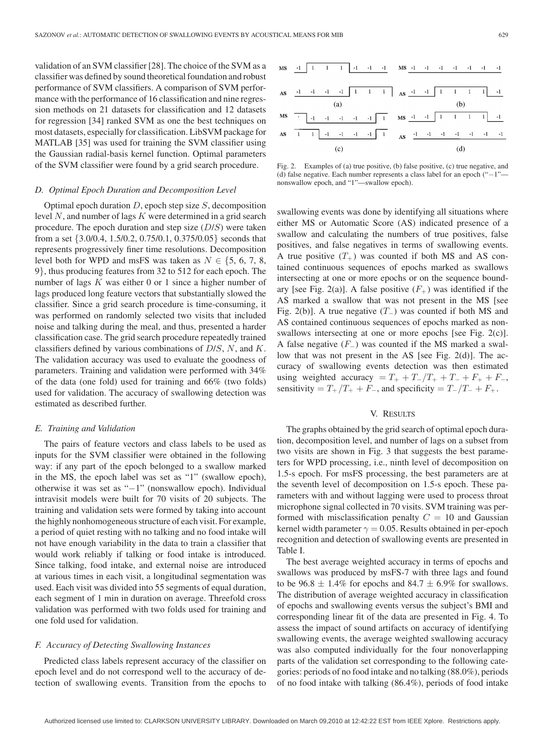validation of an SVM classifier [28]. The choice of the SVM as a classifier was defined by sound theoretical foundation and robust performance of SVM classifiers. A comparison of SVM performance with the performance of 16 classification and nine regression methods on 21 datasets for classification and 12 datasets for regression [34] ranked SVM as one the best techniques on most datasets, especially for classification. LibSVM package for MATLAB [35] was used for training the SVM classifier using the Gaussian radial-basis kernel function. Optimal parameters of the SVM classifier were found by a grid search procedure.

### *D. Optimal Epoch Duration and Decomposition Level*

Optimal epoch duration $D$, epoch step size $S$, decomposition level $N$, and number of lags $K$ were determined in a grid search procedure. The epoch duration and step size ($D/S$) were taken from a set $\{3.0/0.4, 1.5/0.2, 0.75/0.1, 0.375/0.05\}$ seconds that represent progressively finer time resolutions. Decomposition level both for WPD and msFS was taken as $N \in \{5, 6, 7, 8, 9\}$, thus producing features from 32 to 512 for each epoch. The number of lags $K$ was either 0 or 1 since a higher number of lags produced long feature vectors that substantially slowed the classifier. Since a grid search procedure is time-consuming, it was performed on randomly selected two visits that included noise and talking during the meal, and thus, presented a harder classification case. The grid search procedure repeatedly trained classifiers defined by various combinations of $D/S$, $N$, and $K$. The validation accuracy was used to evaluate the goodness of parameters. Training and validation were performed with 34% of the data (one fold) used for training and 66% (two folds) used for validation. The accuracy of swallowing detection was estimated as described further.

### *E. Training and Validation*

The pairs of feature vectors and class labels to be used as inputs for the SVM classifier were obtained in the following way: if any part of the epoch belonged to a swallow marked in the MS, the epoch label was set as "1" (swallow epoch), otherwise it was set as "$-1$" (nonswallow epoch). Individual intravisit models were built for 70 visits of 20 subjects. The training and validation sets were formed by taking into account the highly nonhomogeneous structure of each visit. For example, a period of quiet resting with no talking and no food intake will not have enough variability in the data to train a classifier that would work reliably if talking or food intake is introduced. Since talking, food intake, and external noise are introduced at various times in each visit, a longitudinal segmentation was used. Each visit was divided into 55 segments of equal duration, each segment of 1 min in duration on average. Threefold cross validation was performed with two folds used for training and one fold used for validation.

### *F. Accuracy of Detecting Swallowing Instances*

Predicted class labels represent accuracy of the classifier on epoch level and do not correspond well to the accuracy of detection of swallowing events. Transition from the epochs to swallowing events was done by identifying all situations where either MS or Automatic Score (AS) indicated presence of a swallow and calculating the numbers of true positives, false positives, and false negatives in terms of swallowing events. A true positive ($T_+$) was counted if both MS and AS contained continuous sequences of epochs marked as swallows intersecting at one or more epochs or on the sequence boundary [see Fig. 2(a)]. A false positive ($F_+$) was identified if the AS marked a swallow that was not present in the MS [see Fig. 2(b)]. A true negative ($T_-$) was counted if both MS and AS contained continuous sequences of epochs marked as nonswallows intersecting at one or more epochs [see Fig. 2(c)]. A false negative ($F_-$) was counted if the MS marked a swallow that was not present in the AS [see Fig. 2(d)]. The accuracy of swallowing events detection was then estimated using weighted accuracy $= T_+ + T_-/T_+ + T_- + F_+ + F_-$, sensitivity $= T_+/T_+ + F_-$, and specificity $= T_-/T_- + F_+$.

Fig. 2. Examples of (a) true positive, (b) false positive, (c) true negative, and (d) false negative. Each number represents a class label for an epoch ("$-1$"—nonswallow epoch, and "1"—swallow epoch).

## V. Results

The graphs obtained by the grid search of optimal epoch duration, decomposition level, and number of lags on a subset from two visits are shown in Fig. 3 that suggests the best parameters for WPD processing, i.e., ninth level of decomposition on 1.5-s epoch. For msFS processing, the best parameters are at the seventh level of decomposition on 1.5-s epoch. These parameters with and without lagging were used to process throat microphone signal collected in 70 visits. SVM training was performed with misclassification penalty $C = 10$ and Gaussian kernel width parameter $\gamma = 0.05$. Results obtained in per-epoch recognition and detection of swallowing events are presented in Table I.

The best average weighted accuracy in terms of epochs and swallows was produced by msFS-7 with three lags and found to be $96.8 \pm 1.4\%$ for epochs and $84.7 \pm 6.9\%$ for swallows. The distribution of average weighted accuracy in classification of epochs and swallowing events versus the subject's BMI and corresponding linear fit of the data are presented in Fig. 4. To assess the impact of sound artifacts on accuracy of identifying swallowing events, the average weighted swallowing accuracy was also computed individually for the four nonoverlapping parts of the validation set corresponding to the following categories: periods of no food intake and no talking (88.0%), periods of no food intake with talking (86.4%), periods of food intake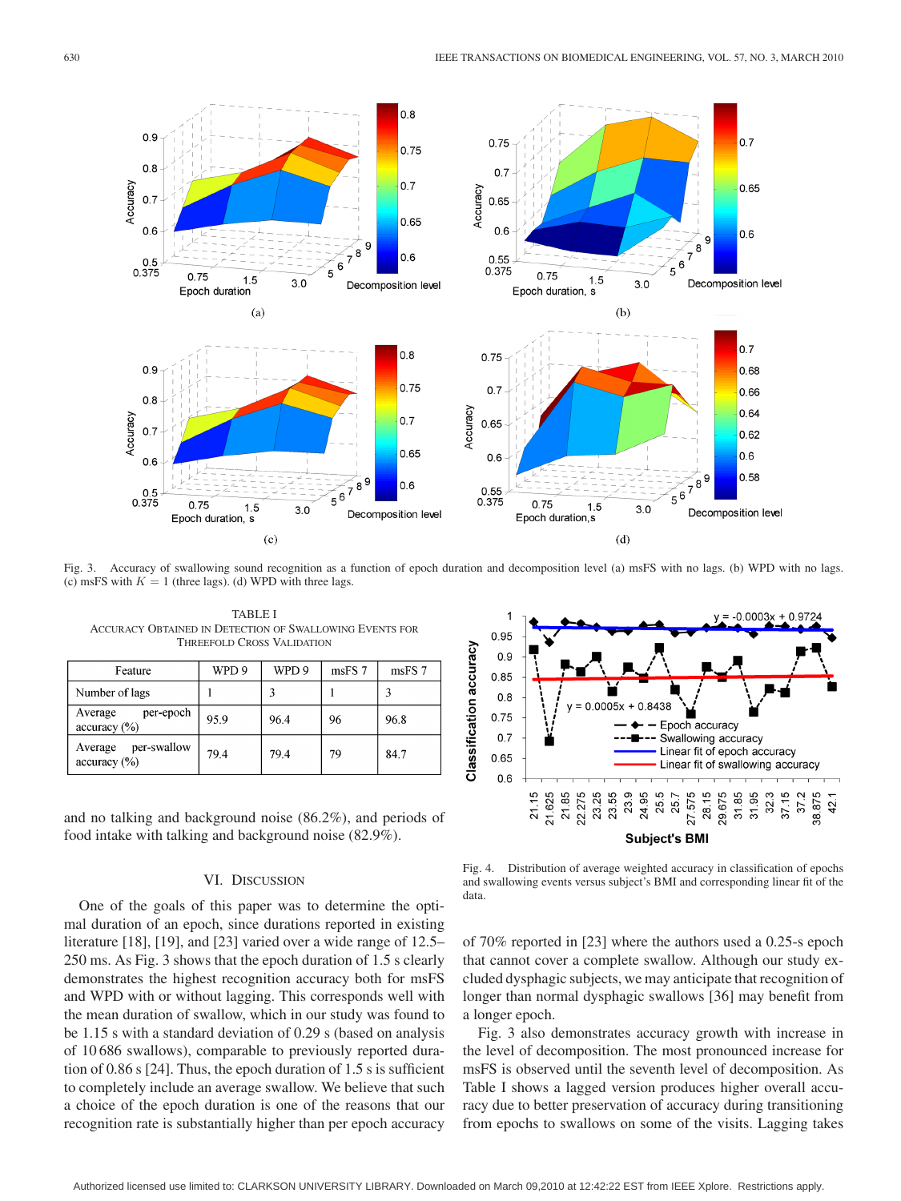Fig. 3. Accuracy of swallowing sound recognition as a function of epoch duration and decomposition level (a) msFS with no lags. (b) WPD with no lags. (c) msFS with $K = 1$ (three lags). (d) WPD with three lags.

TABLE I
ACCURACY OBTAINED IN DETECTION OF SWALLOWING EVENTS FOR THREEFOLD CROSS VALIDATION

| Feature | WPD 9 | WPD 9 | msFS 7 | msFS 7 |
|---|---|---|---|---|
| Number of lags | 1 | 3 | 1 | 3 |
| Average per-epoch accuracy (%) | 95.9 | 96.4 | 96 | 96.8 |
| Average per-swallow accuracy (%) | 79.4 | 79.4 | 79 | 84.7 |

and no talking and background noise (86.2%), and periods of food intake with talking and background noise (82.9%).

Fig. 4. Distribution of average weighted accuracy in classification of epochs and swallowing events versus subject's BMI and corresponding linear fit of the data.

## VI. DISCUSSION

One of the goals of this paper was to determine the optimal duration of an epoch, since durations reported in existing literature [18], [19], and [23] varied over a wide range of 12.5–250 ms. As Fig. 3 shows that the epoch duration of 1.5 s clearly demonstrates the highest recognition accuracy both for msFS and WPD with or without lagging. This corresponds well with the mean duration of swallow, which in our study was found to be 1.15 s with a standard deviation of 0.29 s (based on analysis of 10 686 swallows), comparable to previously reported duration of 0.86 s [24]. Thus, the epoch duration of 1.5 s is sufficient to completely include an average swallow. We believe that such a choice of the epoch duration is one of the reasons that our recognition rate is substantially higher than per epoch accuracy of 70% reported in [23] where the authors used a 0.25-s epoch that cannot cover a complete swallow. Although our study excluded dysphagic subjects, we may anticipate that recognition of longer than normal dysphagic swallows [36] may benefit from a longer epoch.

Fig. 3 also demonstrates accuracy growth with increase in the level of decomposition. The most pronounced increase for msFS is observed until the seventh level of decomposition. As Table I shows a lagged version produces higher overall accuracy due to better preservation of accuracy during transitioning from epochs to swallows on some of the visits. Lagging takes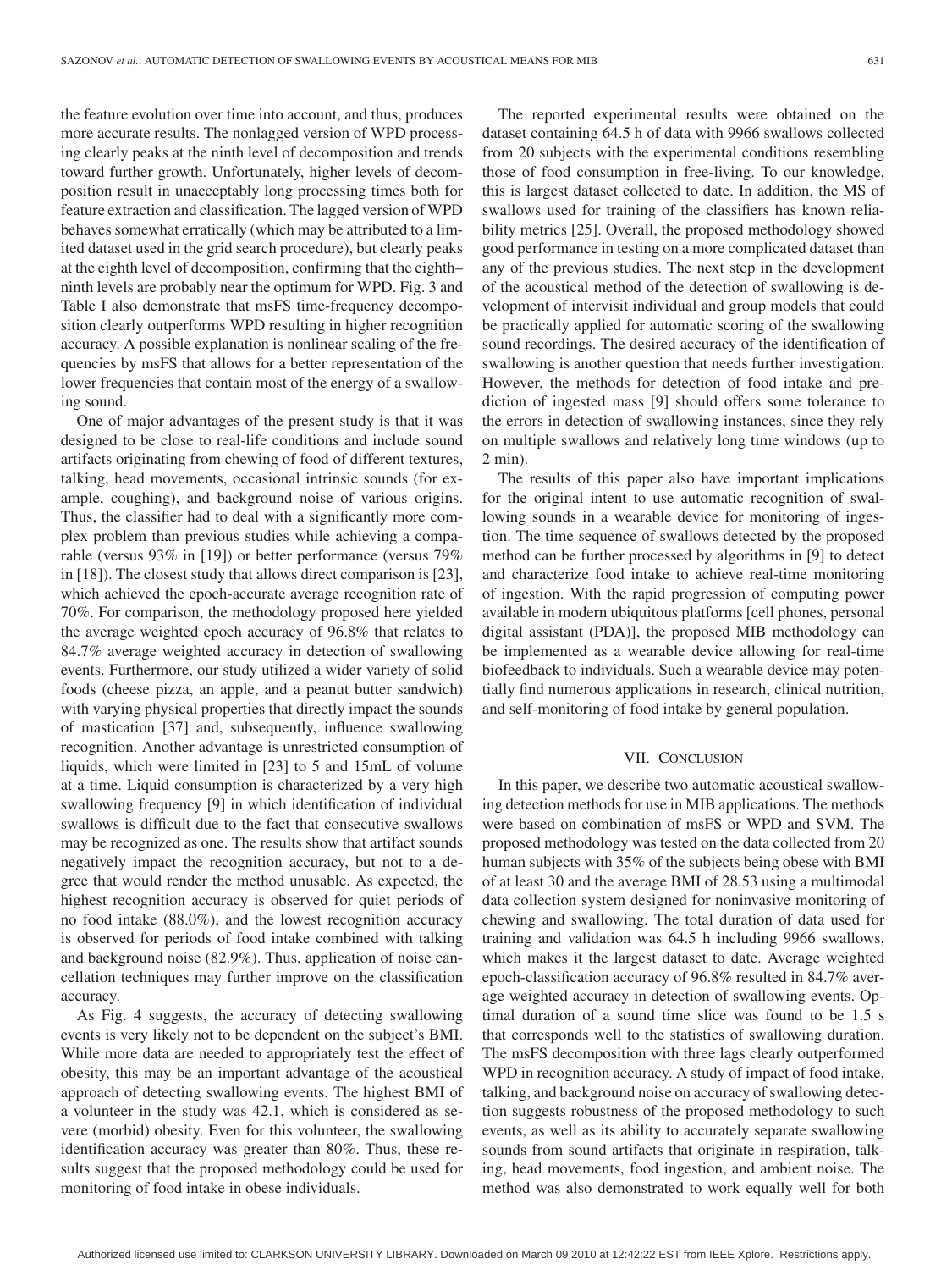the feature evolution over time into account, and thus, produces more accurate results. The nonlagged version of WPD processing clearly peaks at the ninth level of decomposition and trends toward further growth. Unfortunately, higher levels of decomposition result in unacceptably long processing times both for feature extraction and classification. The lagged version of WPD behaves somewhat erratically (which may be attributed to a limited dataset used in the grid search procedure), but clearly peaks at the eighth level of decomposition, confirming that the eighth–ninth levels are probably near the optimum for WPD. Fig. 3 and Table I also demonstrate that msFS time-frequency decomposition clearly outperforms WPD resulting in higher recognition accuracy. A possible explanation is nonlinear scaling of the frequencies by msFS that allows for a better representation of the lower frequencies that contain most of the energy of a swallowing sound.

One of major advantages of the present study is that it was designed to be close to real-life conditions and include sound artifacts originating from chewing of food of different textures, talking, head movements, occasional intrinsic sounds (for example, coughing), and background noise of various origins. Thus, the classifier had to deal with a significantly more complex problem than previous studies while achieving a comparable (versus 93% in [19]) or better performance (versus 79% in [18]). The closest study that allows direct comparison is [23], which achieved the epoch-accurate average recognition rate of 70%. For comparison, the methodology proposed here yielded the average weighted epoch accuracy of 96.8% that relates to 84.7% average weighted accuracy in detection of swallowing events. Furthermore, our study utilized a wider variety of solid foods (cheese pizza, an apple, and a peanut butter sandwich) with varying physical properties that directly impact the sounds of mastication [37] and, subsequently, influence swallowing recognition. Another advantage is unrestricted consumption of liquids, which were limited in [23] to 5 and 15mL of volume at a time. Liquid consumption is characterized by a very high swallowing frequency [9] in which identification of individual swallows is difficult due to the fact that consecutive swallows may be recognized as one. The results show that artifact sounds negatively impact the recognition accuracy, but not to a degree that would render the method unusable. As expected, the highest recognition accuracy is observed for quiet periods of no food intake (88.0%), and the lowest recognition accuracy is observed for periods of food intake combined with talking and background noise (82.9%). Thus, application of noise cancellation techniques may further improve on the classification accuracy.

As Fig. 4 suggests, the accuracy of detecting swallowing events is very likely not to be dependent on the subject's BMI. While more data are needed to appropriately test the effect of obesity, this may be an important advantage of the acoustical approach of detecting swallowing events. The highest BMI of a volunteer in the study was 42.1, which is considered as severe (morbid) obesity. Even for this volunteer, the swallowing identification accuracy was greater than 80%. Thus, these results suggest that the proposed methodology could be used for monitoring of food intake in obese individuals.

The reported experimental results were obtained on the dataset containing 64.5 h of data with 9966 swallows collected from 20 subjects with the experimental conditions resembling those of food consumption in free-living. To our knowledge, this is largest dataset collected to date. In addition, the MS of swallows used for training of the classifiers has known reliability metrics [25]. Overall, the proposed methodology showed good performance in testing on a more complicated dataset than any of the previous studies. The next step in the development of the acoustical method of the detection of swallowing is development of intervisit individual and group models that could be practically applied for automatic scoring of the swallowing sound recordings. The desired accuracy of the identification of swallowing is another question that needs further investigation. However, the methods for detection of food intake and prediction of ingested mass [9] should offers some tolerance to the errors in detection of swallowing instances, since they rely on multiple swallows and relatively long time windows (up to 2 min).

The results of this paper also have important implications for the original intent to use automatic recognition of swallowing sounds in a wearable device for monitoring of ingestion. The time sequence of swallows detected by the proposed method can be further processed by algorithms in [9] to detect and characterize food intake to achieve real-time monitoring of ingestion. With the rapid progression of computing power available in modern ubiquitous platforms [cell phones, personal digital assistant (PDA)], the proposed MIB methodology can be implemented as a wearable device allowing for real-time biofeedback to individuals. Such a wearable device may potentially find numerous applications in research, clinical nutrition, and self-monitoring of food intake by general population.

## VII. Conclusion

In this paper, we describe two automatic acoustical swallowing detection methods for use in MIB applications. The methods were based on combination of msFS or WPD and SVM. The proposed methodology was tested on the data collected from 20 human subjects with 35% of the subjects being obese with BMI of at least 30 and the average BMI of 28.53 using a multimodal data collection system designed for noninvasive monitoring of chewing and swallowing. The total duration of data used for training and validation was 64.5 h including 9966 swallows, which makes it the largest dataset to date. Average weighted epoch-classification accuracy of 96.8% resulted in 84.7% average weighted accuracy in detection of swallowing events. Optimal duration of a sound time slice was found to be 1.5 s that corresponds well to the statistics of swallowing duration. The msFS decomposition with three lags clearly outperformed WPD in recognition accuracy. A study of impact of food intake, talking, and background noise on accuracy of swallowing detection suggests robustness of the proposed methodology to such events, as well as its ability to accurately separate swallowing sounds from sound artifacts that originate in respiration, talking, head movements, food ingestion, and ambient noise. The method was also demonstrated to work equally well for both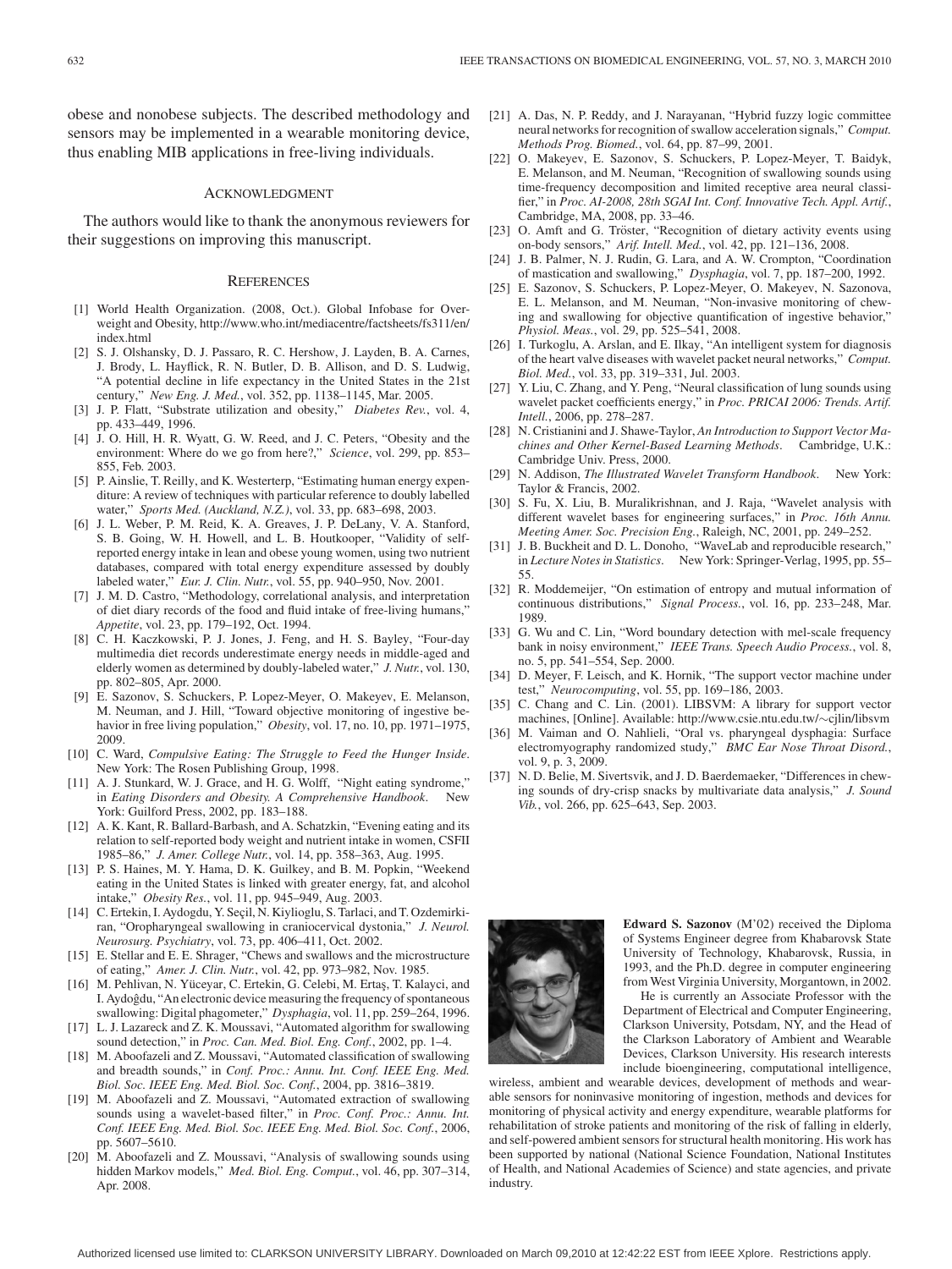obese and nonobese subjects. The described methodology and sensors may be implemented in a wearable monitoring device, thus enabling MIB applications in free-living individuals.

## Acknowledgment

The authors would like to thank the anonymous reviewers for their suggestions on improving this manuscript.

## References

[1] World Health Organization. (2008, Oct.). Global Infobase for Overweight and Obesity, http://www.who.int/mediacentre/factsheets/fs311/en/index.html

[2] S. J. Olshansky, D. J. Passaro, R. C. Hershow, J. Layden, B. A. Carnes, J. Brody, L. Hayflick, R. N. Butler, D. B. Allison, and D. S. Ludwig, "A potential decline in life expectancy in the United States in the 21st century," *New Eng. J. Med.*, vol. 352, pp. 1138–1145, Mar. 2005.

[3] J. P. Flatt, "Substrate utilization and obesity," *Diabetes Rev.*, vol. 4, pp. 433–449, 1996.

[4] J. O. Hill, H. R. Wyatt, G. W. Reed, and J. C. Peters, "Obesity and the environment: Where do we go from here?," *Science*, vol. 299, pp. 853–855, Feb. 2003.

[5] P. Ainslie, T. Reilly, and K. Westerterp, "Estimating human energy expenditure: A review of techniques with particular reference to doubly labelled water," *Sports Med. (Auckland, N.Z.)*, vol. 33, pp. 683–698, 2003.

[6] J. L. Weber, P. M. Reid, K. A. Greaves, J. P. DeLany, V. A. Stanford, S. B. Going, W. H. Howell, and L. B. Houtkooper, "Validity of self-reported energy intake in lean and obese young women, using two nutrient databases, compared with total energy expenditure assessed by doubly labeled water," *Eur. J. Clin. Nutr.*, vol. 55, pp. 940–950, Nov. 2001.

[7] J. M. D. Castro, "Methodology, correlational analysis, and interpretation of diet diary records of the food and fluid intake of free-living humans," *Appetite*, vol. 23, pp. 179–192, Oct. 1994.

[8] C. H. Kaczkowski, P. J. Jones, J. Feng, and H. S. Bayley, "Four-day multimedia diet records underestimate energy needs in middle-aged and elderly women as determined by doubly-labeled water," *J. Nutr.*, vol. 130, pp. 802–805, Apr. 2000.

[9] E. Sazonov, S. Schuckers, P. Lopez-Meyer, O. Makeyev, E. Melanson, M. Neuman, and J. Hill, "Toward objective monitoring of ingestive behavior in free living population," *Obesity*, vol. 17, no. 10, pp. 1971–1975, 2009.

[10] C. Ward, *Compulsive Eating: The Struggle to Feed the Hunger Inside*. New York: The Rosen Publishing Group, 1998.

[11] A. J. Stunkard, W. J. Grace, and H. G. Wolff, "Night eating syndrome," in *Eating Disorders and Obesity. A Comprehensive Handbook*. New York: Guilford Press, 2002, pp. 183–188.

[12] A. K. Kant, R. Ballard-Barbash, and A. Schatzkin, "Evening eating and its relation to self-reported body weight and nutrient intake in women, CSFII 1985–86," *J. Amer. College Nutr.*, vol. 14, pp. 358–363, Aug. 1995.

[13] P. S. Haines, M. Y. Hama, D. K. Guilkey, and B. M. Popkin, "Weekend eating in the United States is linked with greater energy, fat, and alcohol intake," *Obesity Res.*, vol. 11, pp. 945–949, Aug. 2003.

[14] C. Ertekin, I. Aydogdu, Y. Seçil, N. Kiylioglu, S. Tarlaci, and T. Ozdemirkiran, "Oropharyngeal swallowing in craniocervical dystonia," *J. Neurol. Neurosurg. Psychiatry*, vol. 73, pp. 406–411, Oct. 2002.

[15] E. Stellar and E. E. Shrager, "Chews and swallows and the microstructure of eating," *Amer. J. Clin. Nutr.*, vol. 42, pp. 973–982, Nov. 1985.

[16] M. Pehlivan, N. Yüceyar, C. Ertekin, G. Celebi, M. Ertaş, T. Kalayci, and I. Aydoĝdu, "An electronic device measuring the frequency of spontaneous swallowing: Digital phagometer," *Dysphagia*, vol. 11, pp. 259–264, 1996.

[17] L. J. Lazareck and Z. K. Moussavi, "Automated algorithm for swallowing sound detection," in *Proc. Can. Med. Biol. Eng. Conf.*, 2002, pp. 1–4.

[18] M. Aboofazeli and Z. Moussavi, "Automated classification of swallowing and breadth sounds," in *Conf. Proc.: Annu. Int. Conf. IEEE Eng. Med. Biol. Soc. IEEE Eng. Med. Biol. Soc. Conf.*, 2004, pp. 3816–3819.

[19] M. Aboofazeli and Z. Moussavi, "Automated extraction of swallowing sounds using a wavelet-based filter," in *Proc. Conf. Proc.: Annu. Int. Conf. IEEE Eng. Med. Biol. Soc. IEEE Eng. Med. Biol. Soc. Conf.*, 2006, pp. 5607–5610.

[20] M. Aboofazeli and Z. Moussavi, "Analysis of swallowing sounds using hidden Markov models," *Med. Biol. Eng. Comput.*, vol. 46, pp. 307–314, Apr. 2008.

[21] A. Das, N. P. Reddy, and J. Narayanan, "Hybrid fuzzy logic committee neural networks for recognition of swallow acceleration signals," *Comput. Methods Prog. Biomed.*, vol. 64, pp. 87–99, 2001.

[22] O. Makeyev, E. Sazonov, S. Schuckers, P. Lopez-Meyer, T. Baidyk, E. Melanson, and M. Neuman, "Recognition of swallowing sounds using time-frequency decomposition and limited receptive area neural classifier," in *Proc. AI-2008, 28th SGAI Int. Conf. Innovative Tech. Appl. Artif.*, Cambridge, MA, 2008, pp. 33–46.

[23] O. Amft and G. Tröster, "Recognition of dietary activity events using on-body sensors," *Arif. Intell. Med.*, vol. 42, pp. 121–136, 2008.

[24] J. B. Palmer, N. J. Rudin, G. Lara, and A. W. Crompton, "Coordination of mastication and swallowing," *Dysphagia*, vol. 7, pp. 187–200, 1992.

[25] E. Sazonov, S. Schuckers, P. Lopez-Meyer, O. Makeyev, N. Sazonova, E. L. Melanson, and M. Neuman, "Non-invasive monitoring of chewing and swallowing for objective quantification of ingestive behavior," *Physiol. Meas.*, vol. 29, pp. 525–541, 2008.

[26] I. Turkoglu, A. Arslan, and E. Ilkay, "An intelligent system for diagnosis of the heart valve diseases with wavelet packet neural networks," *Comput. Biol. Med.*, vol. 33, pp. 319–331, Jul. 2003.

[27] Y. Liu, C. Zhang, and Y. Peng, "Neural classification of lung sounds using wavelet packet coefficients energy," in *Proc. PRICAI 2006: Trends. Artif. Intell.*, 2006, pp. 278–287.

[28] N. Cristianini and J. Shawe-Taylor, *An Introduction to Support Vector Machines and Other Kernel-Based Learning Methods*. Cambridge, U.K.: Cambridge Univ. Press, 2000.

[29] N. Addison, *The Illustrated Wavelet Transform Handbook*. New York: Taylor & Francis, 2002.

[30] S. Fu, X. Liu, B. Muralikrishnan, and J. Raja, "Wavelet analysis with different wavelet bases for engineering surfaces," in *Proc. 16th Annu. Meeting Amer. Soc. Precision Eng.*, Raleigh, NC, 2001, pp. 249–252.

[31] J. B. Buckheit and D. L. Donoho, "WaveLab and reproducible research," in *Lecture Notes in Statistics*. New York: Springer-Verlag, 1995, pp. 55–55.

[32] R. Moddemeijer, "On estimation of entropy and mutual information of continuous distributions," *Signal Process.*, vol. 16, pp. 233–248, Mar. 1989.

[33] G. Wu and C. Lin, "Word boundary detection with mel-scale frequency bank in noisy environment," *IEEE Trans. Speech Audio Process.*, vol. 8, no. 5, pp. 541–554, Sep. 2000.

[34] D. Meyer, F. Leisch, and K. Hornik, "The support vector machine under test," *Neurocomputing*, vol. 55, pp. 169–186, 2003.

[35] C. Chang and C. Lin. (2001). LIBSVM: A library for support vector machines, [Online]. Available: http://www.csie.ntu.edu.tw/∼cjlin/libsvm

[36] M. Vaiman and O. Nahlieli, "Oral vs. pharyngeal dysphagia: Surface electromyography randomized study," *BMC Ear Nose Throat Disord.*, vol. 9, p. 3, 2009.

[37] N. D. Belie, M. Sivertsvik, and J. D. Baerdemaeker, "Differences in chewing sounds of dry-crisp snacks by multivariate data analysis," *J. Sound Vib.*, vol. 266, pp. 625–643, Sep. 2003.

**Edward S. Sazonov** (M'02) received the Diploma of Systems Engineer degree from Khabarovsk State University of Technology, Khabarovsk, Russia, in 1993, and the Ph.D. degree in computer engineering from West Virginia University, Morgantown, in 2002.

He is currently an Associate Professor with the Department of Electrical and Computer Engineering, Clarkson University, Potsdam, NY, and the Head of the Clarkson Laboratory of Ambient and Wearable Devices, Clarkson University. His research interests include bioengineering, computational intelligence, wireless, ambient and wearable devices, development of methods and wearable sensors for noninvasive monitoring of ingestion, methods and devices for monitoring of physical activity and energy expenditure, wearable platforms for rehabilitation of stroke patients and monitoring of the risk of falling in elderly, and self-powered ambient sensors for structural health monitoring. His work has been supported by national (National Science Foundation, National Institutes of Health, and National Academies of Science) and state agencies, and private industry.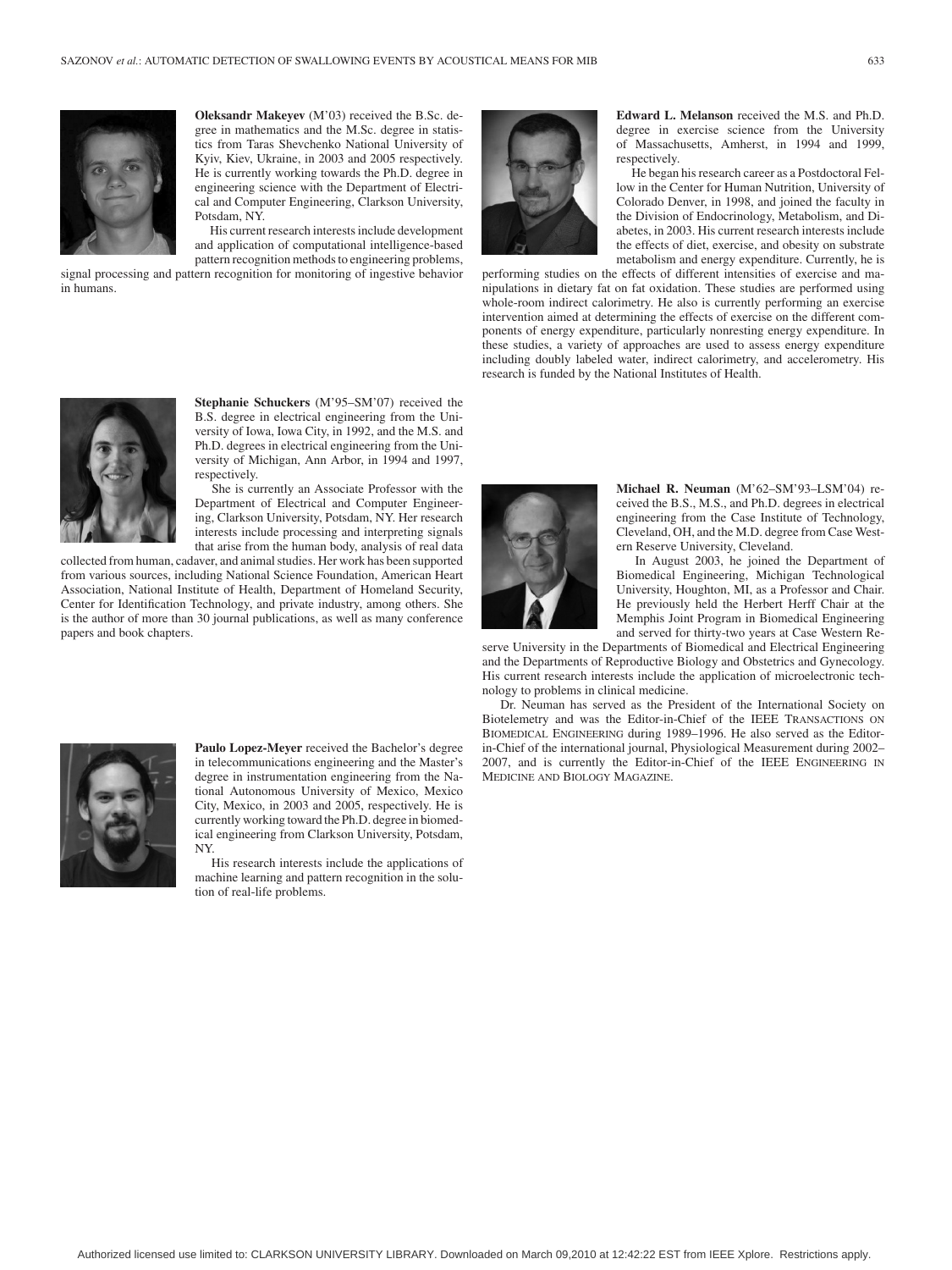**Oleksandr Makeyev** (M'03) received the B.Sc. degree in mathematics and the M.Sc. degree in statistics from Taras Shevchenko National University of Kyiv, Kiev, Ukraine, in 2003 and 2005 respectively. He is currently working towards the Ph.D. degree in engineering science with the Department of Electrical and Computer Engineering, Clarkson University, Potsdam, NY.

His current research interests include development and application of computational intelligence-based pattern recognition methods to engineering problems, signal processing and pattern recognition for monitoring of ingestive behavior in humans.

**Stephanie Schuckers** (M'95–SM'07) received the B.S. degree in electrical engineering from the University of Iowa, Iowa City, in 1992, and the M.S. and Ph.D. degrees in electrical engineering from the University of Michigan, Ann Arbor, in 1994 and 1997, respectively.

She is currently an Associate Professor with the Department of Electrical and Computer Engineering, Clarkson University, Potsdam, NY. Her research interests include processing and interpreting signals that arise from the human body, analysis of real data collected from human, cadaver, and animal studies. Her work has been supported from various sources, including National Science Foundation, American Heart Association, National Institute of Health, Department of Homeland Security, Center for Identification Technology, and private industry, among others. She is the author of more than 30 journal publications, as well as many conference papers and book chapters.

**Paulo Lopez-Meyer** received the Bachelor's degree in telecommunications engineering and the Master's degree in instrumentation engineering from the National Autonomous University of Mexico, Mexico City, Mexico, in 2003 and 2005, respectively. He is currently working toward the Ph.D. degree in biomedical engineering from Clarkson University, Potsdam, NY.

His research interests include the applications of machine learning and pattern recognition in the solution of real-life problems.

**Edward L. Melanson** received the M.S. and Ph.D. degree in exercise science from the University of Massachusetts, Amherst, in 1994 and 1999, respectively.

He began his research career as a Postdoctoral Fellow in the Center for Human Nutrition, University of Colorado Denver, in 1998, and joined the faculty in the Division of Endocrinology, Metabolism, and Diabetes, in 2003. His current research interests include the effects of diet, exercise, and obesity on substrate metabolism and energy expenditure. Currently, he is performing studies on the effects of different intensities of exercise and manipulations in dietary fat on fat oxidation. These studies are performed using whole-room indirect calorimetry. He also is currently performing an exercise intervention aimed at determining the effects of exercise on the different components of energy expenditure, particularly nonresting energy expenditure. In these studies, a variety of approaches are used to assess energy expenditure including doubly labeled water, indirect calorimetry, and accelerometry. His research is funded by the National Institutes of Health.

**Michael R. Neuman** (M'62–SM'93–LSM'04) received the B.S., M.S., and Ph.D. degrees in electrical engineering from the Case Institute of Technology, Cleveland, OH, and the M.D. degree from Case Western Reserve University, Cleveland.

In August 2003, he joined the Department of Biomedical Engineering, Michigan Technological University, Houghton, MI, as a Professor and Chair. He previously held the Herbert Herff Chair at the Memphis Joint Program in Biomedical Engineering and served for thirty-two years at Case Western Reserve University in the Departments of Biomedical and Electrical Engineering and the Departments of Reproductive Biology and Obstetrics and Gynecology. His current research interests include the application of microelectronic technology to problems in clinical medicine.

Dr. Neuman has served as the President of the International Society on Biotelemetry and was the Editor-in-Chief of the IEEE TRANSACTIONS ON BIOMEDICAL ENGINEERING during 1989–1996. He also served as the Editor-in-Chief of the international journal, Physiological Measurement during 2002–2007, and is currently the Editor-in-Chief of the IEEE ENGINEERING IN MEDICINE AND BIOLOGY MAGAZINE.